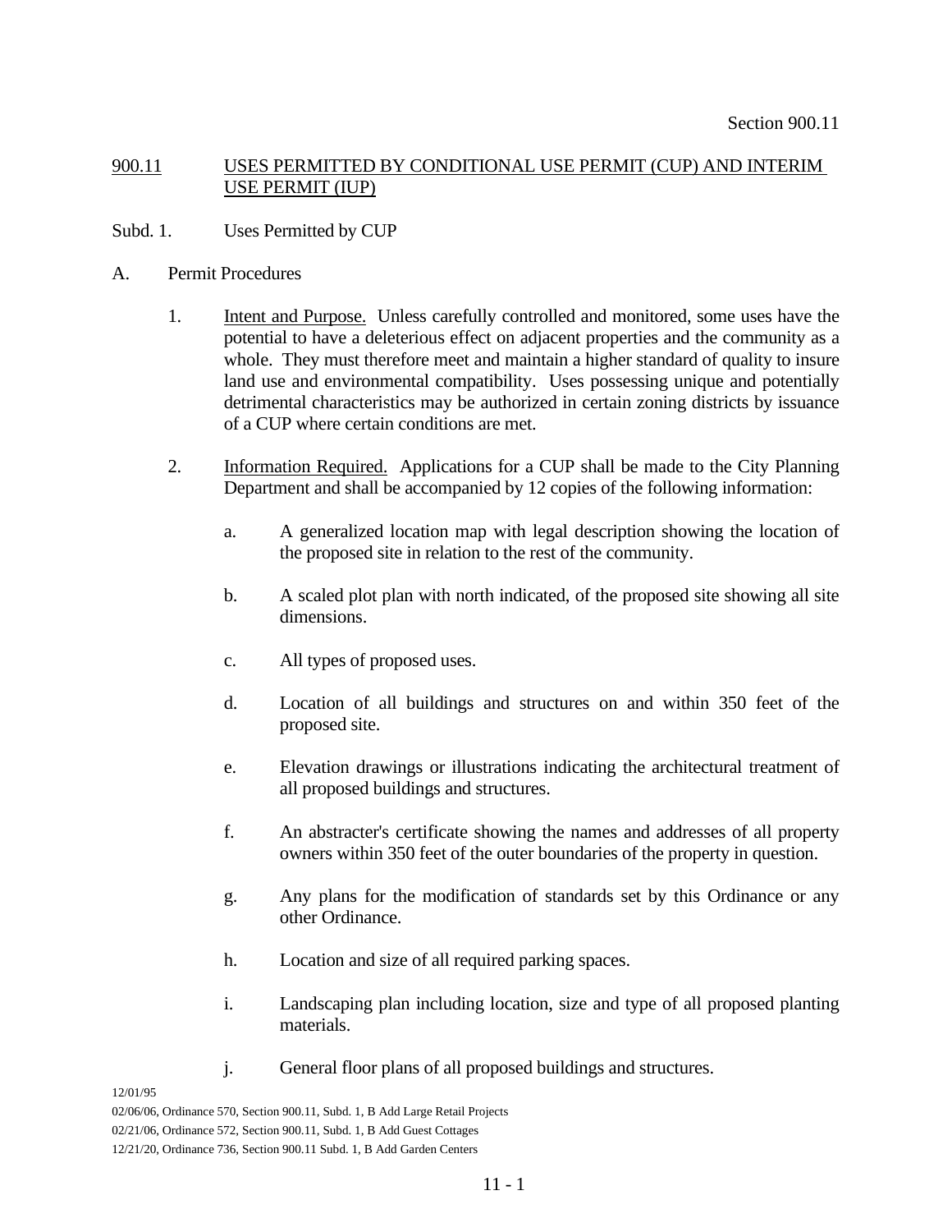## 900.11 USES PERMITTED BY CONDITIONAL USE PERMIT (CUP) AND INTERIM USE PERMIT (IUP)

### Subd. 1. Uses Permitted by CUP

A. Permit Procedures

1. Intent and Purpose. Unless carefully controlled and monitored, some uses have the potential to have a deleterious effect on adjacent properties and the community as a whole. They must therefore meet and maintain a higher standard of quality to insure land use and environmental compatibility. Uses possessing unique and potentially detrimental characteristics may be authorized in certain zoning districts by issuance of a CUP where certain conditions are met.

2. Information Required. Applications for a CUP shall be made to the City Planning Department and shall be accompanied by 12 copies of the following information:

   a. A generalized location map with legal description showing the location of the proposed site in relation to the rest of the community.

   b. A scaled plot plan with north indicated, of the proposed site showing all site dimensions.

   c. All types of proposed uses.

   d. Location of all buildings and structures on and within 350 feet of the proposed site.

   e. Elevation drawings or illustrations indicating the architectural treatment of all proposed buildings and structures.

   f. An abstracter's certificate showing the names and addresses of all property owners within 350 feet of the outer boundaries of the property in question.

   g. Any plans for the modification of standards set by this Ordinance or any other Ordinance.

   h. Location and size of all required parking spaces.

   i. Landscaping plan including location, size and type of all proposed planting materials.

   j. General floor plans of all proposed buildings and structures.

12/01/95
02/06/06, Ordinance 570, Section 900.11, Subd. 1, B Add Large Retail Projects
02/21/06, Ordinance 572, Section 900.11, Subd. 1, B Add Guest Cottages
12/21/20, Ordinance 736, Section 900.11 Subd. 1, B Add Garden Centers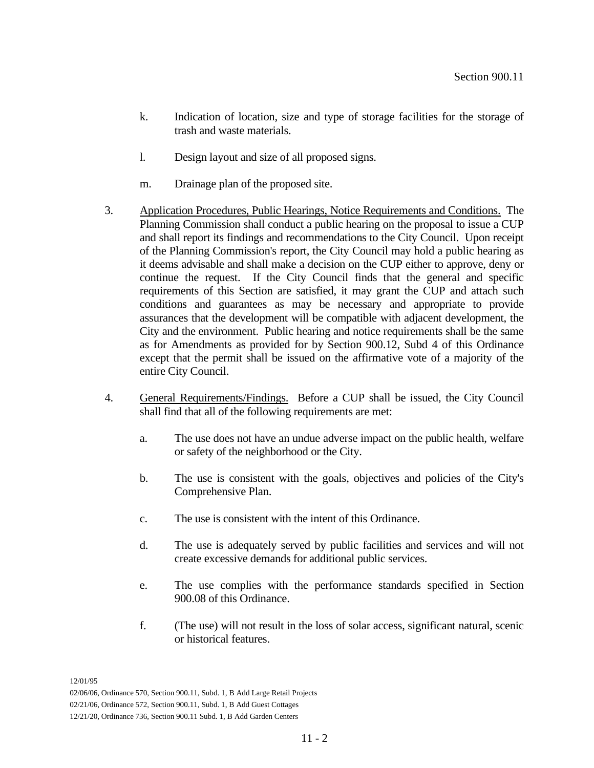k. Indication of location, size and type of storage facilities for the storage of trash and waste materials.

l. Design layout and size of all proposed signs.

m. Drainage plan of the proposed site.

3. Application Procedures, Public Hearings, Notice Requirements and Conditions. The Planning Commission shall conduct a public hearing on the proposal to issue a CUP and shall report its findings and recommendations to the City Council. Upon receipt of the Planning Commission's report, the City Council may hold a public hearing as it deems advisable and shall make a decision on the CUP either to approve, deny or continue the request. If the City Council finds that the general and specific requirements of this Section are satisfied, it may grant the CUP and attach such conditions and guarantees as may be necessary and appropriate to provide assurances that the development will be compatible with adjacent development, the City and the environment. Public hearing and notice requirements shall be the same as for Amendments as provided for by Section 900.12, Subd 4 of this Ordinance except that the permit shall be issued on the affirmative vote of a majority of the entire City Council.

4. General Requirements/Findings. Before a CUP shall be issued, the City Council shall find that all of the following requirements are met:

   a. The use does not have an undue adverse impact on the public health, welfare or safety of the neighborhood or the City.

   b. The use is consistent with the goals, objectives and policies of the City's Comprehensive Plan.

   c. The use is consistent with the intent of this Ordinance.

   d. The use is adequately served by public facilities and services and will not create excessive demands for additional public services.

   e. The use complies with the performance standards specified in Section 900.08 of this Ordinance.

   f. (The use) will not result in the loss of solar access, significant natural, scenic or historical features.

12/01/95
02/06/06, Ordinance 570, Section 900.11, Subd. 1, B Add Large Retail Projects
02/21/06, Ordinance 572, Section 900.11, Subd. 1, B Add Guest Cottages
12/21/20, Ordinance 736, Section 900.11 Subd. 1, B Add Garden Centers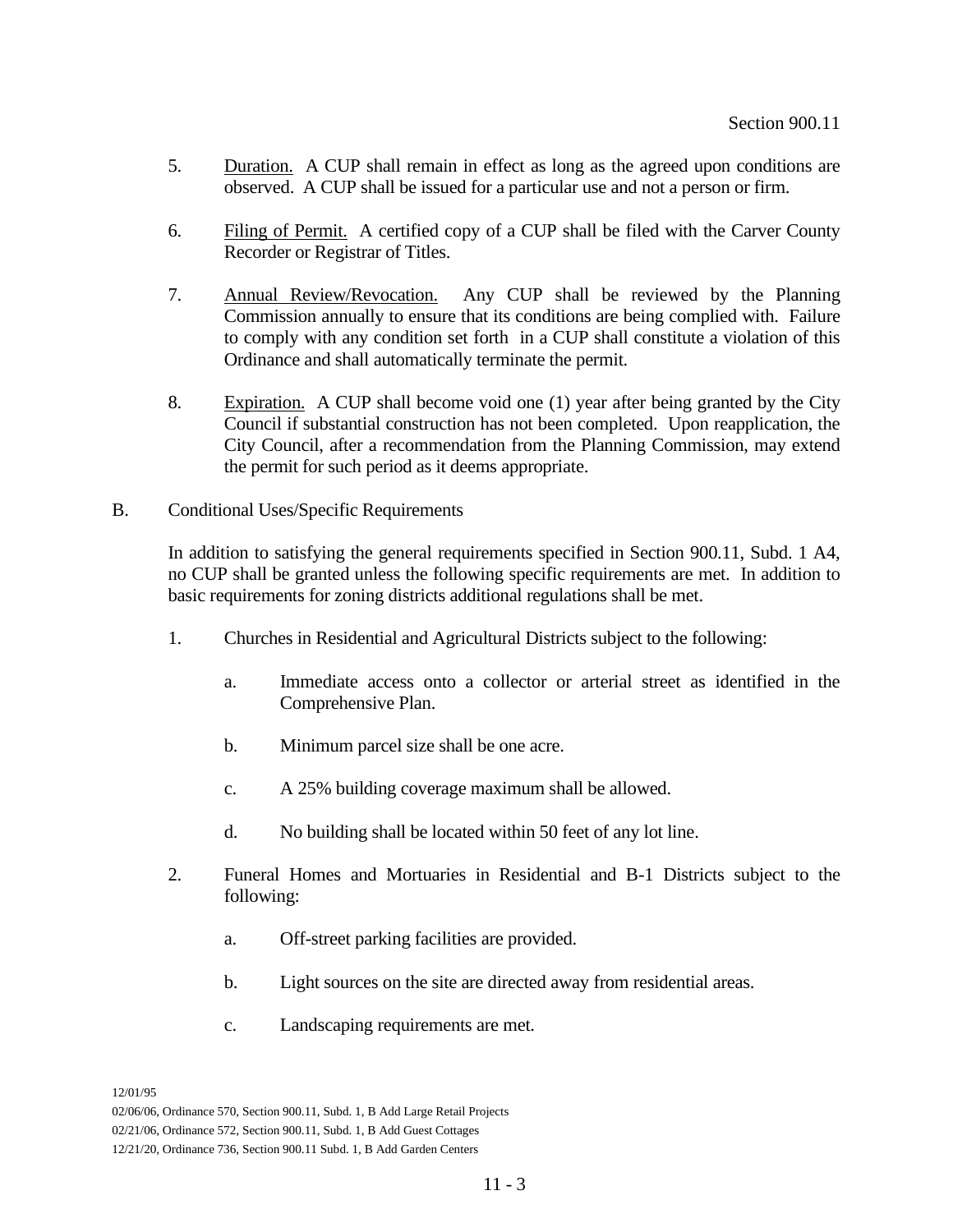5. Duration. A CUP shall remain in effect as long as the agreed upon conditions are observed. A CUP shall be issued for a particular use and not a person or firm.

6. Filing of Permit. A certified copy of a CUP shall be filed with the Carver County Recorder or Registrar of Titles.

7. Annual Review/Revocation. Any CUP shall be reviewed by the Planning Commission annually to ensure that its conditions are being complied with. Failure to comply with any condition set forth in a CUP shall constitute a violation of this Ordinance and shall automatically terminate the permit.

8. Expiration. A CUP shall become void one (1) year after being granted by the City Council if substantial construction has not been completed. Upon reapplication, the City Council, after a recommendation from the Planning Commission, may extend the permit for such period as it deems appropriate.

B. Conditional Uses/Specific Requirements

In addition to satisfying the general requirements specified in Section 900.11, Subd. 1 A4, no CUP shall be granted unless the following specific requirements are met. In addition to basic requirements for zoning districts additional regulations shall be met.

1. Churches in Residential and Agricultural Districts subject to the following:

   a. Immediate access onto a collector or arterial street as identified in the Comprehensive Plan.

   b. Minimum parcel size shall be one acre.

   c. A 25% building coverage maximum shall be allowed.

   d. No building shall be located within 50 feet of any lot line.

2. Funeral Homes and Mortuaries in Residential and B-1 Districts subject to the following:

   a. Off-street parking facilities are provided.

   b. Light sources on the site are directed away from residential areas.

   c. Landscaping requirements are met.

12/01/95
02/06/06, Ordinance 570, Section 900.11, Subd. 1, B Add Large Retail Projects
02/21/06, Ordinance 572, Section 900.11, Subd. 1, B Add Guest Cottages
12/21/20, Ordinance 736, Section 900.11 Subd. 1, B Add Garden Centers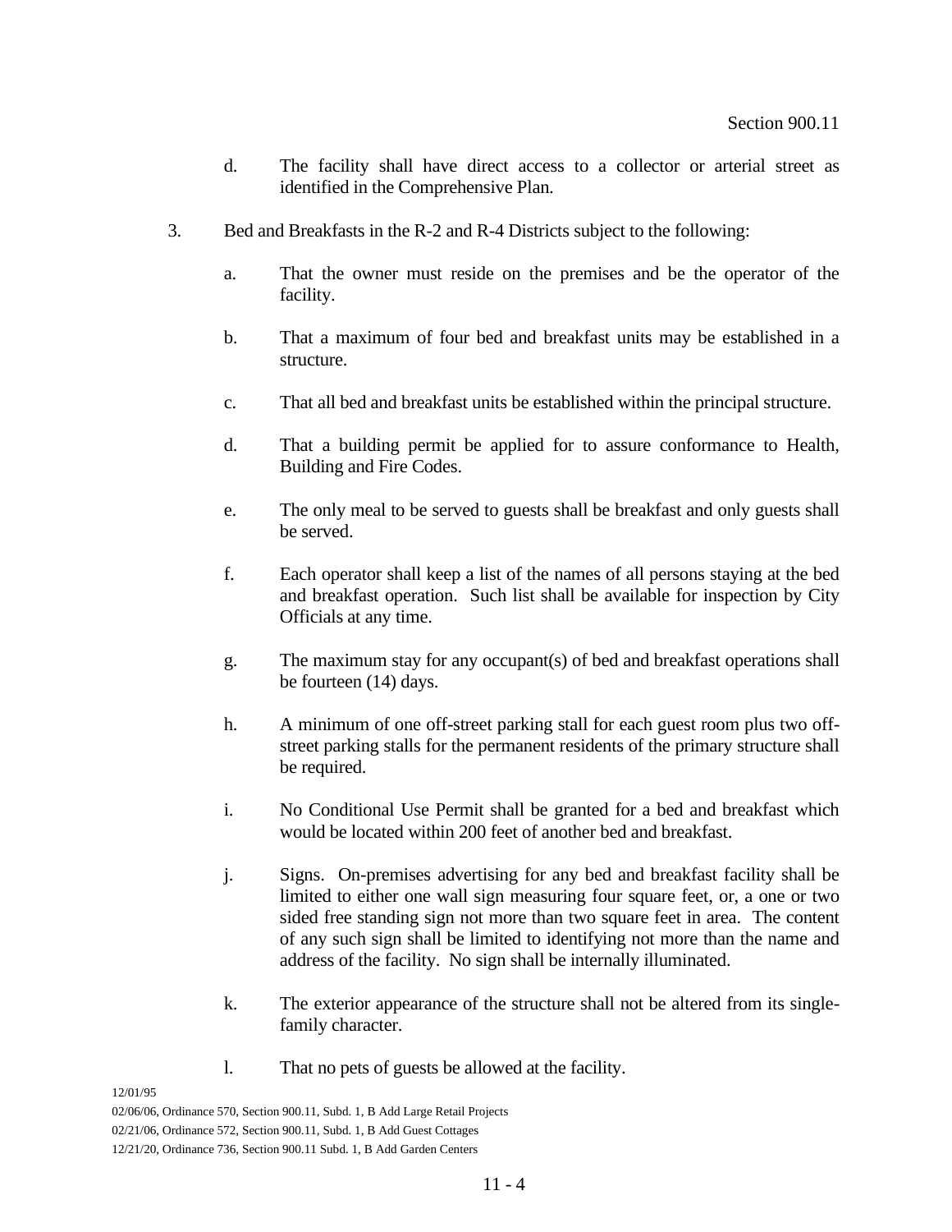d. The facility shall have direct access to a collector or arterial street as identified in the Comprehensive Plan.

3. Bed and Breakfasts in the R-2 and R-4 Districts subject to the following:

   a. That the owner must reside on the premises and be the operator of the facility.

   b. That a maximum of four bed and breakfast units may be established in a structure.

   c. That all bed and breakfast units be established within the principal structure.

   d. That a building permit be applied for to assure conformance to Health, Building and Fire Codes.

   e. The only meal to be served to guests shall be breakfast and only guests shall be served.

   f. Each operator shall keep a list of the names of all persons staying at the bed and breakfast operation. Such list shall be available for inspection by City Officials at any time.

   g. The maximum stay for any occupant(s) of bed and breakfast operations shall be fourteen (14) days.

   h. A minimum of one off-street parking stall for each guest room plus two off-street parking stalls for the permanent residents of the primary structure shall be required.

   i. No Conditional Use Permit shall be granted for a bed and breakfast which would be located within 200 feet of another bed and breakfast.

   j. Signs. On-premises advertising for any bed and breakfast facility shall be limited to either one wall sign measuring four square feet, or, a one or two sided free standing sign not more than two square feet in area. The content of any such sign shall be limited to identifying not more than the name and address of the facility. No sign shall be internally illuminated.

   k. The exterior appearance of the structure shall not be altered from its single-family character.

   l. That no pets of guests be allowed at the facility.

12/01/95
02/06/06, Ordinance 570, Section 900.11, Subd. 1, B Add Large Retail Projects
02/21/06, Ordinance 572, Section 900.11, Subd. 1, B Add Guest Cottages
12/21/20, Ordinance 736, Section 900.11 Subd. 1, B Add Garden Centers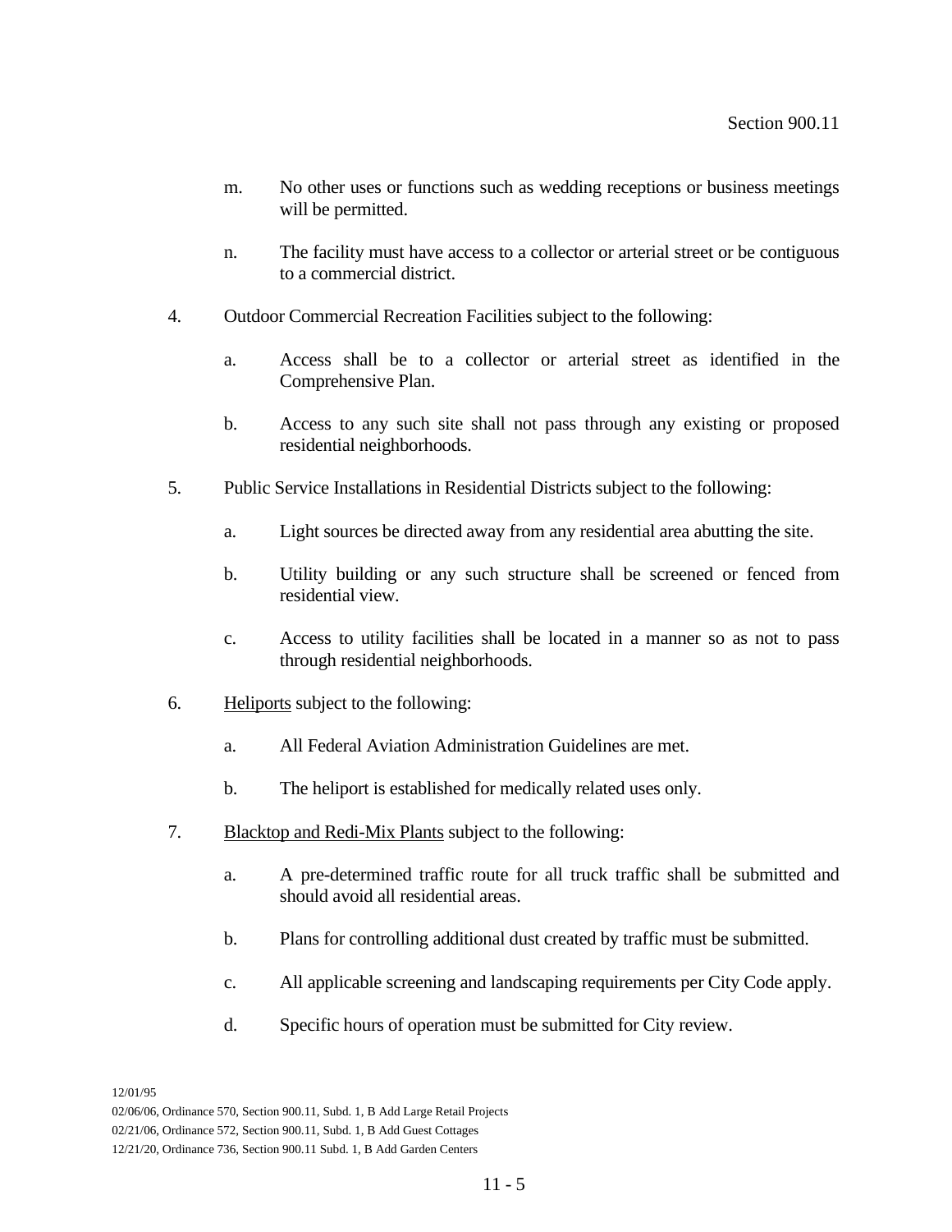m. No other uses or functions such as wedding receptions or business meetings will be permitted.

n. The facility must have access to a collector or arterial street or be contiguous to a commercial district.

4. Outdoor Commercial Recreation Facilities subject to the following:

   a. Access shall be to a collector or arterial street as identified in the Comprehensive Plan.

   b. Access to any such site shall not pass through any existing or proposed residential neighborhoods.

5. Public Service Installations in Residential Districts subject to the following:

   a. Light sources be directed away from any residential area abutting the site.

   b. Utility building or any such structure shall be screened or fenced from residential view.

   c. Access to utility facilities shall be located in a manner so as not to pass through residential neighborhoods.

6. <u>Heliports</u> subject to the following:

   a. All Federal Aviation Administration Guidelines are met.

   b. The heliport is established for medically related uses only.

7. <u>Blacktop and Redi-Mix Plants</u> subject to the following:

   a. A pre-determined traffic route for all truck traffic shall be submitted and should avoid all residential areas.

   b. Plans for controlling additional dust created by traffic must be submitted.

   c. All applicable screening and landscaping requirements per City Code apply.

   d. Specific hours of operation must be submitted for City review.

12/01/95
02/06/06, Ordinance 570, Section 900.11, Subd. 1, B Add Large Retail Projects
02/21/06, Ordinance 572, Section 900.11, Subd. 1, B Add Guest Cottages
12/21/20, Ordinance 736, Section 900.11 Subd. 1, B Add Garden Centers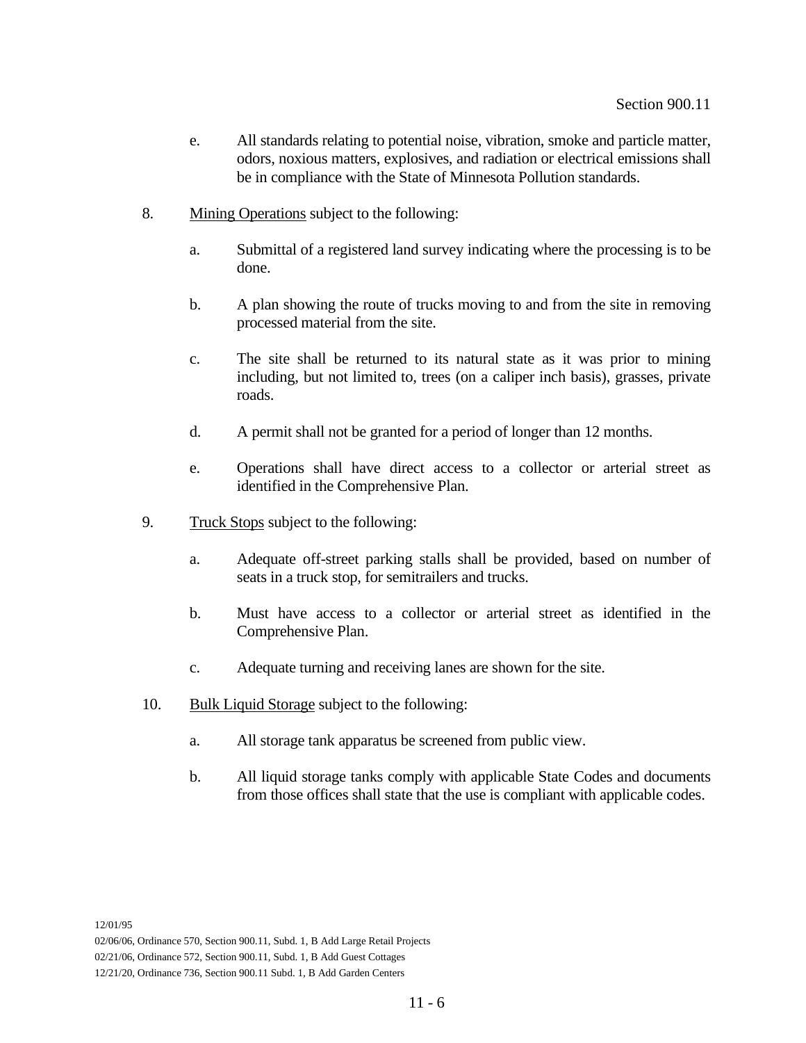e. All standards relating to potential noise, vibration, smoke and particle matter, odors, noxious matters, explosives, and radiation or electrical emissions shall be in compliance with the State of Minnesota Pollution standards.

8. Mining Operations subject to the following:

   a. Submittal of a registered land survey indicating where the processing is to be done.

   b. A plan showing the route of trucks moving to and from the site in removing processed material from the site.

   c. The site shall be returned to its natural state as it was prior to mining including, but not limited to, trees (on a caliper inch basis), grasses, private roads.

   d. A permit shall not be granted for a period of longer than 12 months.

   e. Operations shall have direct access to a collector or arterial street as identified in the Comprehensive Plan.

9. Truck Stops subject to the following:

   a. Adequate off-street parking stalls shall be provided, based on number of seats in a truck stop, for semitrailers and trucks.

   b. Must have access to a collector or arterial street as identified in the Comprehensive Plan.

   c. Adequate turning and receiving lanes are shown for the site.

10. Bulk Liquid Storage subject to the following:

    a. All storage tank apparatus be screened from public view.

    b. All liquid storage tanks comply with applicable State Codes and documents from those offices shall state that the use is compliant with applicable codes.

12/01/95
02/06/06, Ordinance 570, Section 900.11, Subd. 1, B Add Large Retail Projects
02/21/06, Ordinance 572, Section 900.11, Subd. 1, B Add Guest Cottages
12/21/20, Ordinance 736, Section 900.11 Subd. 1, B Add Garden Centers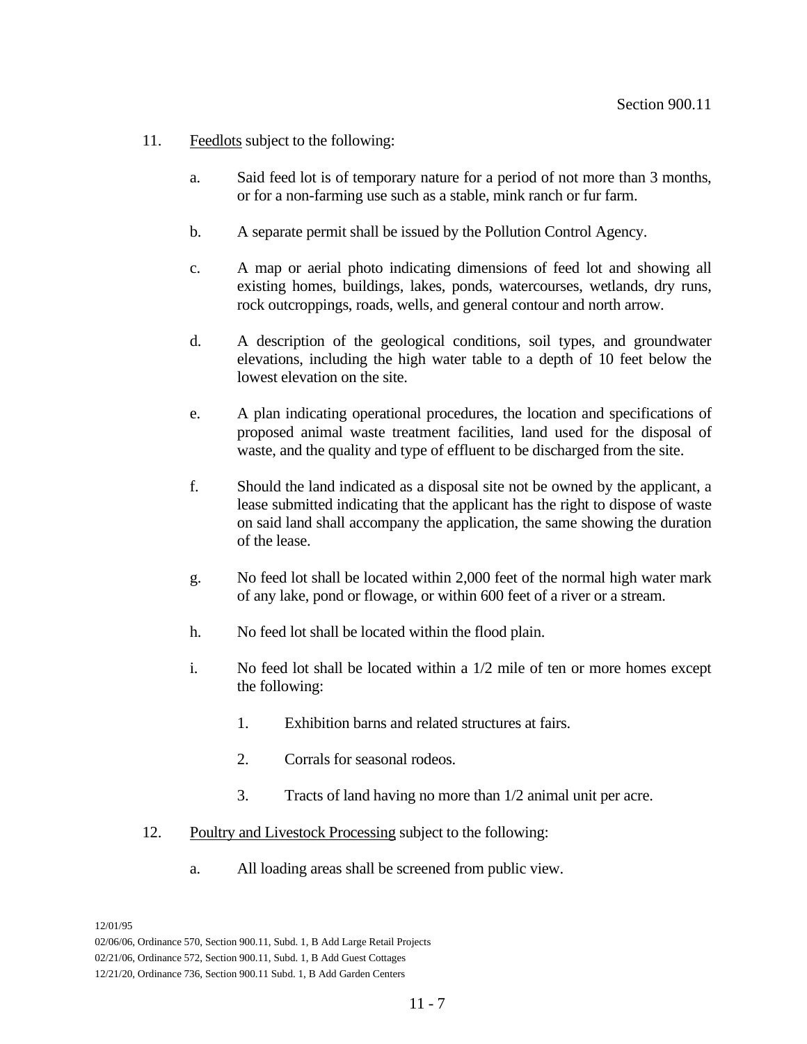11. Feedlots subject to the following:

    a. Said feed lot is of temporary nature for a period of not more than 3 months, or for a non-farming use such as a stable, mink ranch or fur farm.

    b. A separate permit shall be issued by the Pollution Control Agency.

    c. A map or aerial photo indicating dimensions of feed lot and showing all existing homes, buildings, lakes, ponds, watercourses, wetlands, dry runs, rock outcroppings, roads, wells, and general contour and north arrow.

    d. A description of the geological conditions, soil types, and groundwater elevations, including the high water table to a depth of 10 feet below the lowest elevation on the site.

    e. A plan indicating operational procedures, the location and specifications of proposed animal waste treatment facilities, land used for the disposal of waste, and the quality and type of effluent to be discharged from the site.

    f. Should the land indicated as a disposal site not be owned by the applicant, a lease submitted indicating that the applicant has the right to dispose of waste on said land shall accompany the application, the same showing the duration of the lease.

    g. No feed lot shall be located within 2,000 feet of the normal high water mark of any lake, pond or flowage, or within 600 feet of a river or a stream.

    h. No feed lot shall be located within the flood plain.

    i. No feed lot shall be located within a 1/2 mile of ten or more homes except the following:

        1. Exhibition barns and related structures at fairs.

        2. Corrals for seasonal rodeos.

        3. Tracts of land having no more than 1/2 animal unit per acre.

12. Poultry and Livestock Processing subject to the following:

    a. All loading areas shall be screened from public view.

12/01/95
02/06/06, Ordinance 570, Section 900.11, Subd. 1, B Add Large Retail Projects
02/21/06, Ordinance 572, Section 900.11, Subd. 1, B Add Guest Cottages
12/21/20, Ordinance 736, Section 900.11 Subd. 1, B Add Garden Centers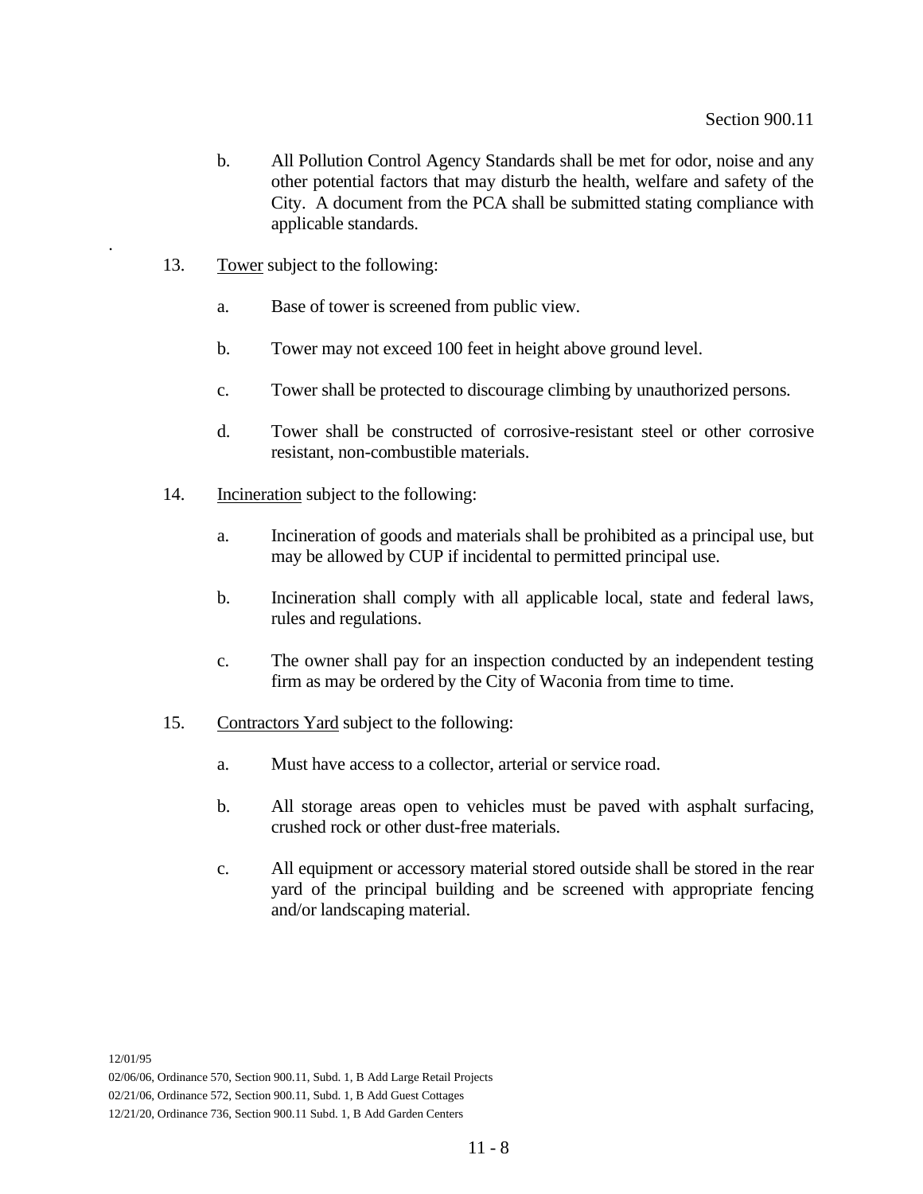b. All Pollution Control Agency Standards shall be met for odor, noise and any other potential factors that may disturb the health, welfare and safety of the City. A document from the PCA shall be submitted stating compliance with applicable standards.

13. Tower subject to the following:

    a. Base of tower is screened from public view.

    b. Tower may not exceed 100 feet in height above ground level.

    c. Tower shall be protected to discourage climbing by unauthorized persons.

    d. Tower shall be constructed of corrosive-resistant steel or other corrosive resistant, non-combustible materials.

14. Incineration subject to the following:

    a. Incineration of goods and materials shall be prohibited as a principal use, but may be allowed by CUP if incidental to permitted principal use.

    b. Incineration shall comply with all applicable local, state and federal laws, rules and regulations.

    c. The owner shall pay for an inspection conducted by an independent testing firm as may be ordered by the City of Waconia from time to time.

15. Contractors Yard subject to the following:

    a. Must have access to a collector, arterial or service road.

    b. All storage areas open to vehicles must be paved with asphalt surfacing, crushed rock or other dust-free materials.

    c. All equipment or accessory material stored outside shall be stored in the rear yard of the principal building and be screened with appropriate fencing and/or landscaping material.

12/01/95
02/06/06, Ordinance 570, Section 900.11, Subd. 1, B Add Large Retail Projects
02/21/06, Ordinance 572, Section 900.11, Subd. 1, B Add Guest Cottages
12/21/20, Ordinance 736, Section 900.11 Subd. 1, B Add Garden Centers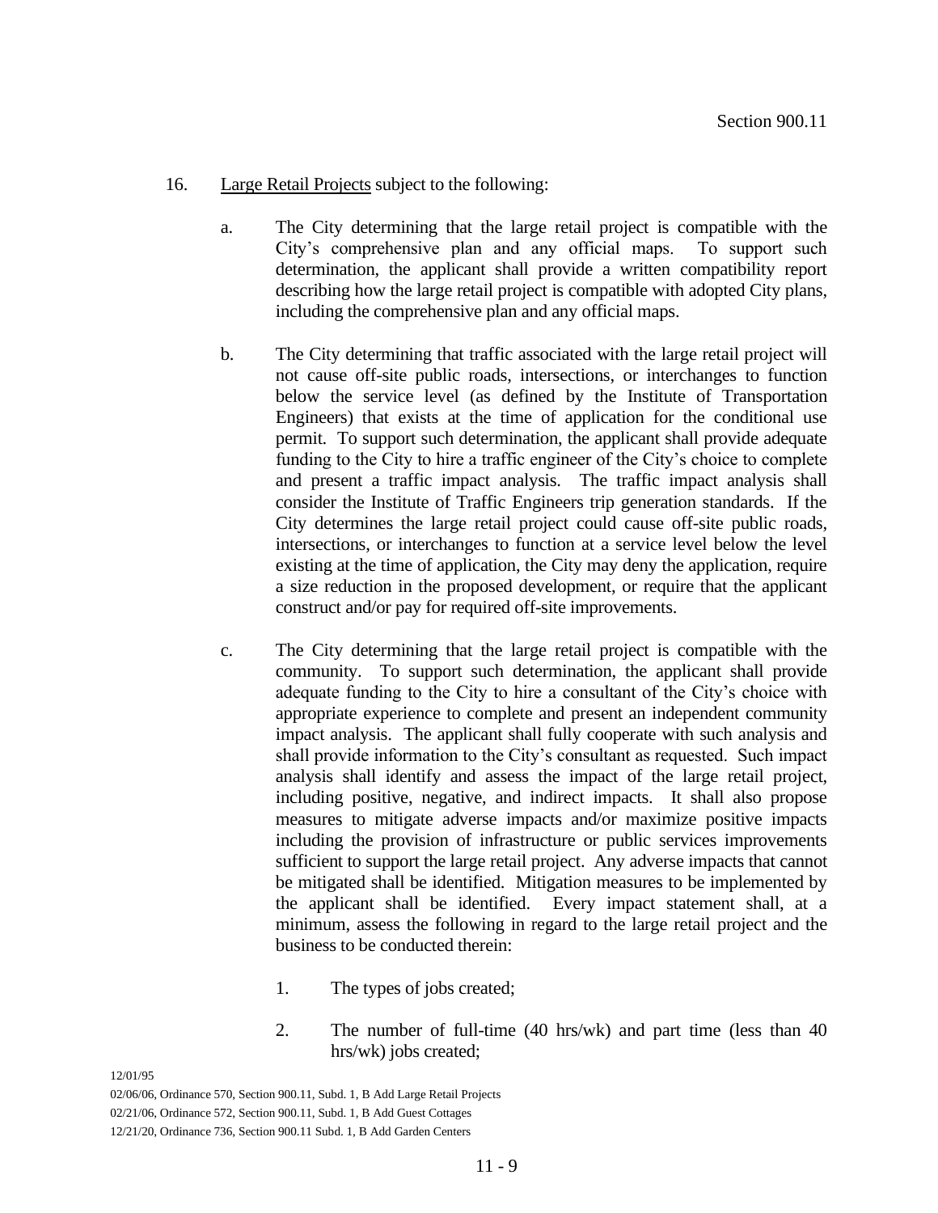16. Large Retail Projects subject to the following:

    a. The City determining that the large retail project is compatible with the City's comprehensive plan and any official maps. To support such determination, the applicant shall provide a written compatibility report describing how the large retail project is compatible with adopted City plans, including the comprehensive plan and any official maps.

    b. The City determining that traffic associated with the large retail project will not cause off-site public roads, intersections, or interchanges to function below the service level (as defined by the Institute of Transportation Engineers) that exists at the time of application for the conditional use permit. To support such determination, the applicant shall provide adequate funding to the City to hire a traffic engineer of the City's choice to complete and present a traffic impact analysis. The traffic impact analysis shall consider the Institute of Traffic Engineers trip generation standards. If the City determines the large retail project could cause off-site public roads, intersections, or interchanges to function at a service level below the level existing at the time of application, the City may deny the application, require a size reduction in the proposed development, or require that the applicant construct and/or pay for required off-site improvements.

    c. The City determining that the large retail project is compatible with the community. To support such determination, the applicant shall provide adequate funding to the City to hire a consultant of the City's choice with appropriate experience to complete and present an independent community impact analysis. The applicant shall fully cooperate with such analysis and shall provide information to the City's consultant as requested. Such impact analysis shall identify and assess the impact of the large retail project, including positive, negative, and indirect impacts. It shall also propose measures to mitigate adverse impacts and/or maximize positive impacts including the provision of infrastructure or public services improvements sufficient to support the large retail project. Any adverse impacts that cannot be mitigated shall be identified. Mitigation measures to be implemented by the applicant shall be identified. Every impact statement shall, at a minimum, assess the following in regard to the large retail project and the business to be conducted therein:

        1. The types of jobs created;

        2. The number of full-time (40 hrs/wk) and part time (less than 40 hrs/wk) jobs created;

12/01/95
02/06/06, Ordinance 570, Section 900.11, Subd. 1, B Add Large Retail Projects
02/21/06, Ordinance 572, Section 900.11, Subd. 1, B Add Guest Cottages
12/21/20, Ordinance 736, Section 900.11 Subd. 1, B Add Garden Centers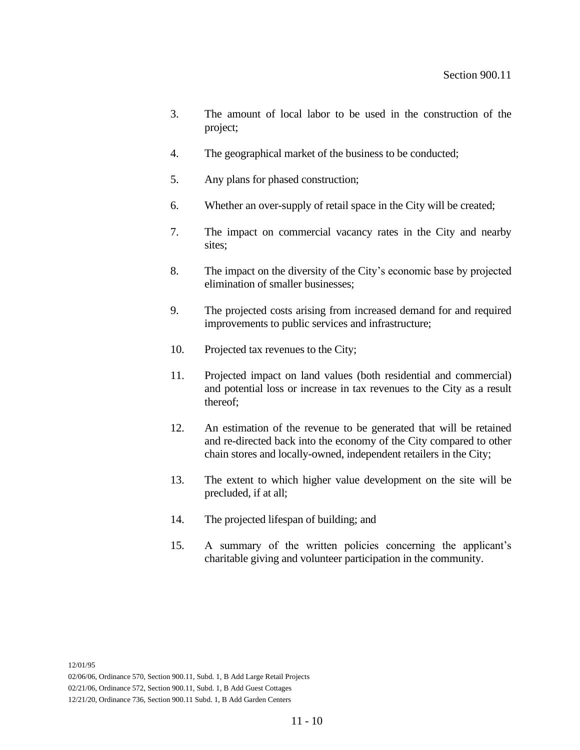3. The amount of local labor to be used in the construction of the project;

4. The geographical market of the business to be conducted;

5. Any plans for phased construction;

6. Whether an over-supply of retail space in the City will be created;

7. The impact on commercial vacancy rates in the City and nearby sites;

8. The impact on the diversity of the City's economic base by projected elimination of smaller businesses;

9. The projected costs arising from increased demand for and required improvements to public services and infrastructure;

10. Projected tax revenues to the City;

11. Projected impact on land values (both residential and commercial) and potential loss or increase in tax revenues to the City as a result thereof;

12. An estimation of the revenue to be generated that will be retained and re-directed back into the economy of the City compared to other chain stores and locally-owned, independent retailers in the City;

13. The extent to which higher value development on the site will be precluded, if at all;

14. The projected lifespan of building; and

15. A summary of the written policies concerning the applicant's charitable giving and volunteer participation in the community.

12/01/95
02/06/06, Ordinance 570, Section 900.11, Subd. 1, B Add Large Retail Projects
02/21/06, Ordinance 572, Section 900.11, Subd. 1, B Add Guest Cottages
12/21/20, Ordinance 736, Section 900.11 Subd. 1, B Add Garden Centers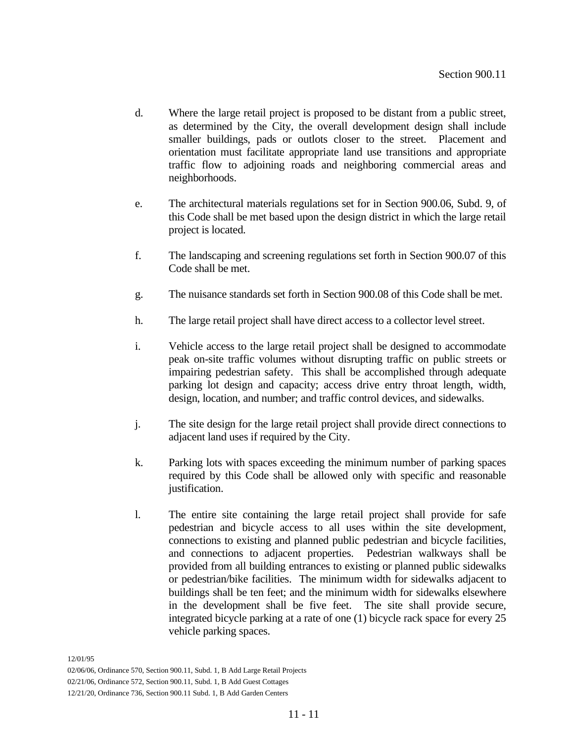d. Where the large retail project is proposed to be distant from a public street, as determined by the City, the overall development design shall include smaller buildings, pads or outlots closer to the street. Placement and orientation must facilitate appropriate land use transitions and appropriate traffic flow to adjoining roads and neighboring commercial areas and neighborhoods.

e. The architectural materials regulations set for in Section 900.06, Subd. 9, of this Code shall be met based upon the design district in which the large retail project is located.

f. The landscaping and screening regulations set forth in Section 900.07 of this Code shall be met.

g. The nuisance standards set forth in Section 900.08 of this Code shall be met.

h. The large retail project shall have direct access to a collector level street.

i. Vehicle access to the large retail project shall be designed to accommodate peak on-site traffic volumes without disrupting traffic on public streets or impairing pedestrian safety. This shall be accomplished through adequate parking lot design and capacity; access drive entry throat length, width, design, location, and number; and traffic control devices, and sidewalks.

j. The site design for the large retail project shall provide direct connections to adjacent land uses if required by the City.

k. Parking lots with spaces exceeding the minimum number of parking spaces required by this Code shall be allowed only with specific and reasonable justification.

l. The entire site containing the large retail project shall provide for safe pedestrian and bicycle access to all uses within the site development, connections to existing and planned public pedestrian and bicycle facilities, and connections to adjacent properties. Pedestrian walkways shall be provided from all building entrances to existing or planned public sidewalks or pedestrian/bike facilities. The minimum width for sidewalks adjacent to buildings shall be ten feet; and the minimum width for sidewalks elsewhere in the development shall be five feet. The site shall provide secure, integrated bicycle parking at a rate of one (1) bicycle rack space for every 25 vehicle parking spaces.

12/01/95
02/06/06, Ordinance 570, Section 900.11, Subd. 1, B Add Large Retail Projects
02/21/06, Ordinance 572, Section 900.11, Subd. 1, B Add Guest Cottages
12/21/20, Ordinance 736, Section 900.11 Subd. 1, B Add Garden Centers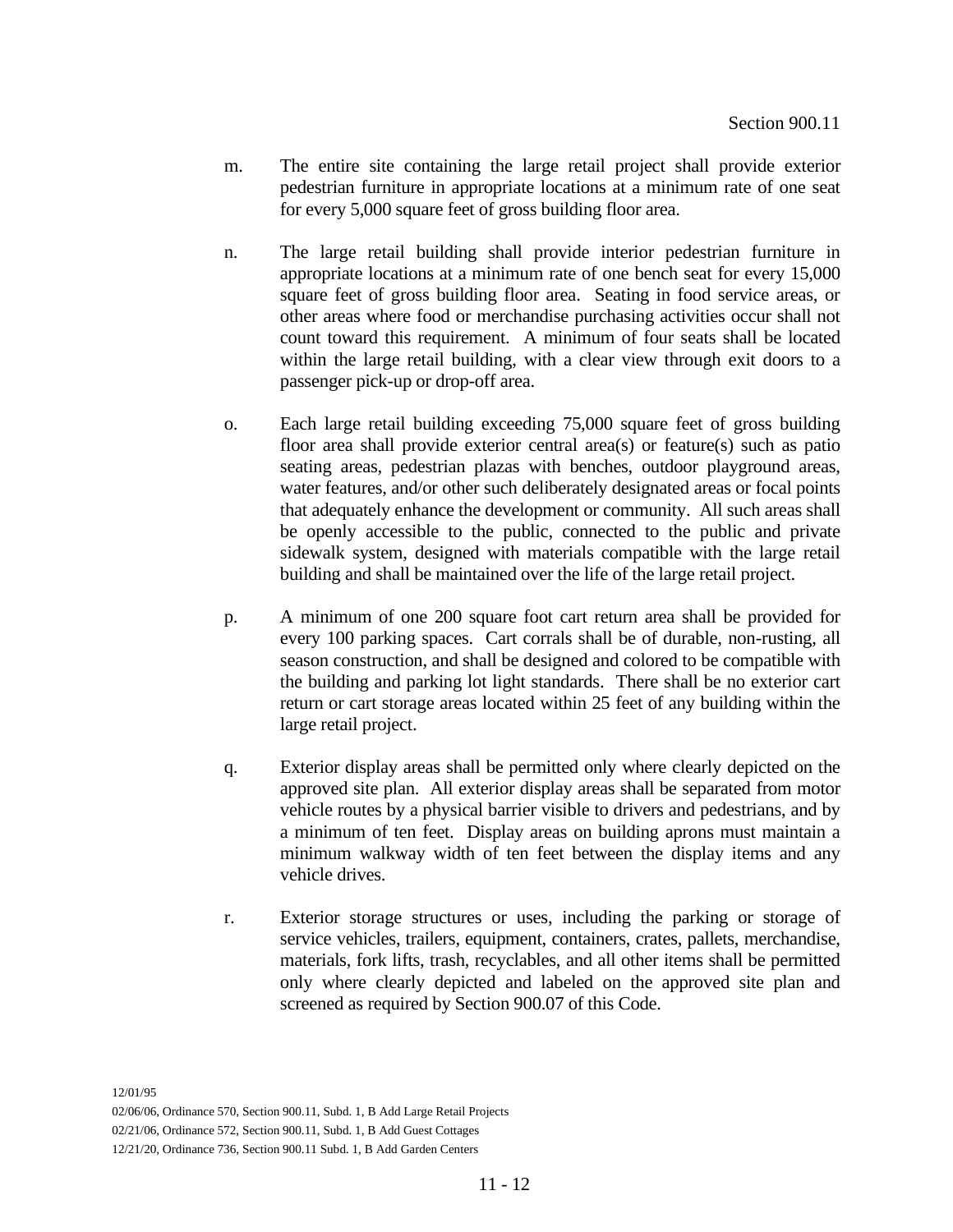m. The entire site containing the large retail project shall provide exterior pedestrian furniture in appropriate locations at a minimum rate of one seat for every 5,000 square feet of gross building floor area.

n. The large retail building shall provide interior pedestrian furniture in appropriate locations at a minimum rate of one bench seat for every 15,000 square feet of gross building floor area. Seating in food service areas, or other areas where food or merchandise purchasing activities occur shall not count toward this requirement. A minimum of four seats shall be located within the large retail building, with a clear view through exit doors to a passenger pick-up or drop-off area.

o. Each large retail building exceeding 75,000 square feet of gross building floor area shall provide exterior central area(s) or feature(s) such as patio seating areas, pedestrian plazas with benches, outdoor playground areas, water features, and/or other such deliberately designated areas or focal points that adequately enhance the development or community. All such areas shall be openly accessible to the public, connected to the public and private sidewalk system, designed with materials compatible with the large retail building and shall be maintained over the life of the large retail project.

p. A minimum of one 200 square foot cart return area shall be provided for every 100 parking spaces. Cart corrals shall be of durable, non-rusting, all season construction, and shall be designed and colored to be compatible with the building and parking lot light standards. There shall be no exterior cart return or cart storage areas located within 25 feet of any building within the large retail project.

q. Exterior display areas shall be permitted only where clearly depicted on the approved site plan. All exterior display areas shall be separated from motor vehicle routes by a physical barrier visible to drivers and pedestrians, and by a minimum of ten feet. Display areas on building aprons must maintain a minimum walkway width of ten feet between the display items and any vehicle drives.

r. Exterior storage structures or uses, including the parking or storage of service vehicles, trailers, equipment, containers, crates, pallets, merchandise, materials, fork lifts, trash, recyclables, and all other items shall be permitted only where clearly depicted and labeled on the approved site plan and screened as required by Section 900.07 of this Code.

12/01/95
02/06/06, Ordinance 570, Section 900.11, Subd. 1, B Add Large Retail Projects
02/21/06, Ordinance 572, Section 900.11, Subd. 1, B Add Guest Cottages
12/21/20, Ordinance 736, Section 900.11 Subd. 1, B Add Garden Centers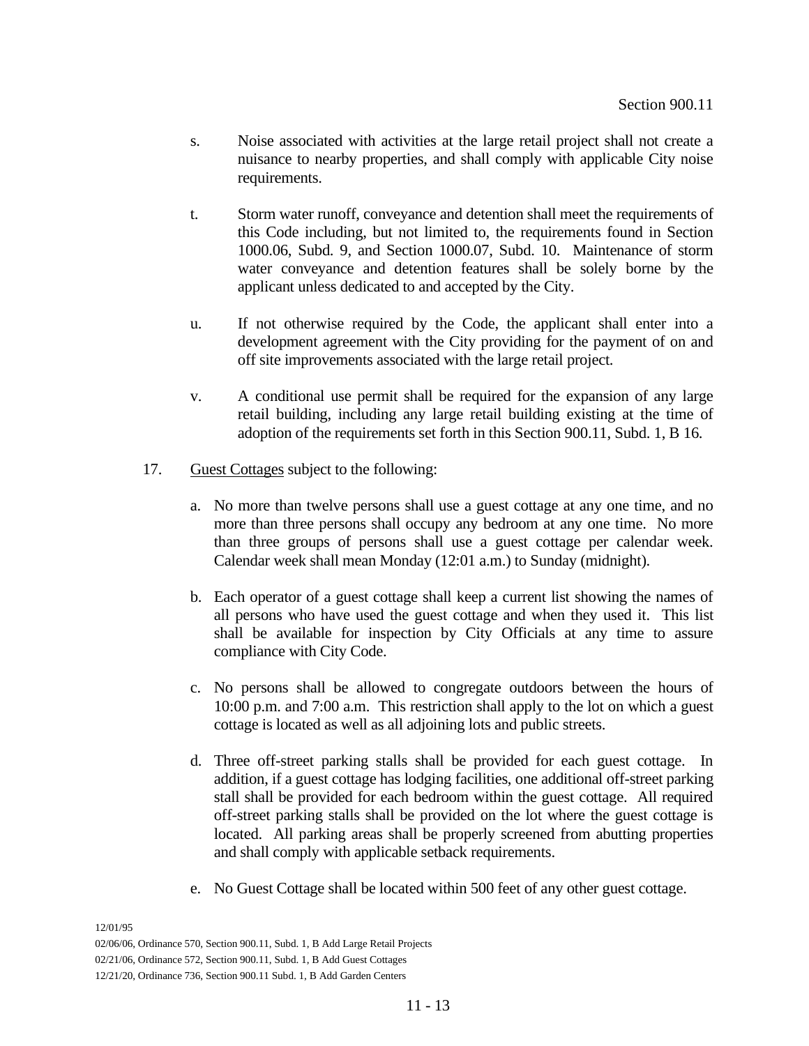s. Noise associated with activities at the large retail project shall not create a nuisance to nearby properties, and shall comply with applicable City noise requirements.

t. Storm water runoff, conveyance and detention shall meet the requirements of this Code including, but not limited to, the requirements found in Section 1000.06, Subd. 9, and Section 1000.07, Subd. 10. Maintenance of storm water conveyance and detention features shall be solely borne by the applicant unless dedicated to and accepted by the City.

u. If not otherwise required by the Code, the applicant shall enter into a development agreement with the City providing for the payment of on and off site improvements associated with the large retail project.

v. A conditional use permit shall be required for the expansion of any large retail building, including any large retail building existing at the time of adoption of the requirements set forth in this Section 900.11, Subd. 1, B 16.

17. Guest Cottages subject to the following:

a. No more than twelve persons shall use a guest cottage at any one time, and no more than three persons shall occupy any bedroom at any one time. No more than three groups of persons shall use a guest cottage per calendar week. Calendar week shall mean Monday (12:01 a.m.) to Sunday (midnight).

b. Each operator of a guest cottage shall keep a current list showing the names of all persons who have used the guest cottage and when they used it. This list shall be available for inspection by City Officials at any time to assure compliance with City Code.

c. No persons shall be allowed to congregate outdoors between the hours of 10:00 p.m. and 7:00 a.m. This restriction shall apply to the lot on which a guest cottage is located as well as all adjoining lots and public streets.

d. Three off-street parking stalls shall be provided for each guest cottage. In addition, if a guest cottage has lodging facilities, one additional off-street parking stall shall be provided for each bedroom within the guest cottage. All required off-street parking stalls shall be provided on the lot where the guest cottage is located. All parking areas shall be properly screened from abutting properties and shall comply with applicable setback requirements.

e. No Guest Cottage shall be located within 500 feet of any other guest cottage.

12/01/95
02/06/06, Ordinance 570, Section 900.11, Subd. 1, B Add Large Retail Projects
02/21/06, Ordinance 572, Section 900.11, Subd. 1, B Add Guest Cottages
12/21/20, Ordinance 736, Section 900.11 Subd. 1, B Add Garden Centers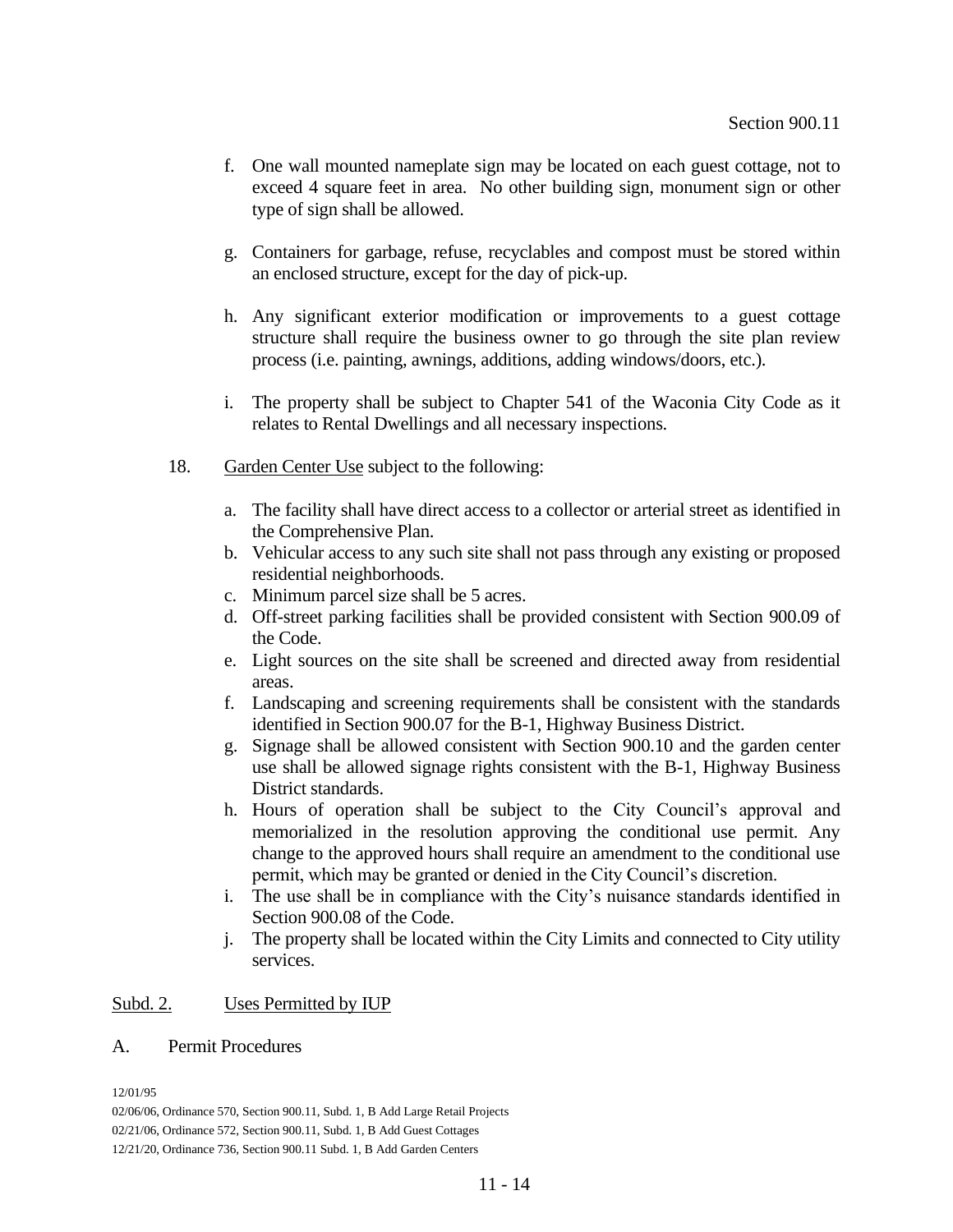f. One wall mounted nameplate sign may be located on each guest cottage, not to exceed 4 square feet in area. No other building sign, monument sign or other type of sign shall be allowed.

g. Containers for garbage, refuse, recyclables and compost must be stored within an enclosed structure, except for the day of pick-up.

h. Any significant exterior modification or improvements to a guest cottage structure shall require the business owner to go through the site plan review process (i.e. painting, awnings, additions, adding windows/doors, etc.).

i. The property shall be subject to Chapter 541 of the Waconia City Code as it relates to Rental Dwellings and all necessary inspections.

18. Garden Center Use subject to the following:

a. The facility shall have direct access to a collector or arterial street as identified in the Comprehensive Plan.
b. Vehicular access to any such site shall not pass through any existing or proposed residential neighborhoods.
c. Minimum parcel size shall be 5 acres.
d. Off-street parking facilities shall be provided consistent with Section 900.09 of the Code.
e. Light sources on the site shall be screened and directed away from residential areas.
f. Landscaping and screening requirements shall be consistent with the standards identified in Section 900.07 for the B-1, Highway Business District.
g. Signage shall be allowed consistent with Section 900.10 and the garden center use shall be allowed signage rights consistent with the B-1, Highway Business District standards.
h. Hours of operation shall be subject to the City Council's approval and memorialized in the resolution approving the conditional use permit. Any change to the approved hours shall require an amendment to the conditional use permit, which may be granted or denied in the City Council's discretion.
i. The use shall be in compliance with the City's nuisance standards identified in Section 900.08 of the Code.
j. The property shall be located within the City Limits and connected to City utility services.

Subd. 2. Uses Permitted by IUP

A. Permit Procedures

12/01/95
02/06/06, Ordinance 570, Section 900.11, Subd. 1, B Add Large Retail Projects
02/21/06, Ordinance 572, Section 900.11, Subd. 1, B Add Guest Cottages
12/21/20, Ordinance 736, Section 900.11 Subd. 1, B Add Garden Centers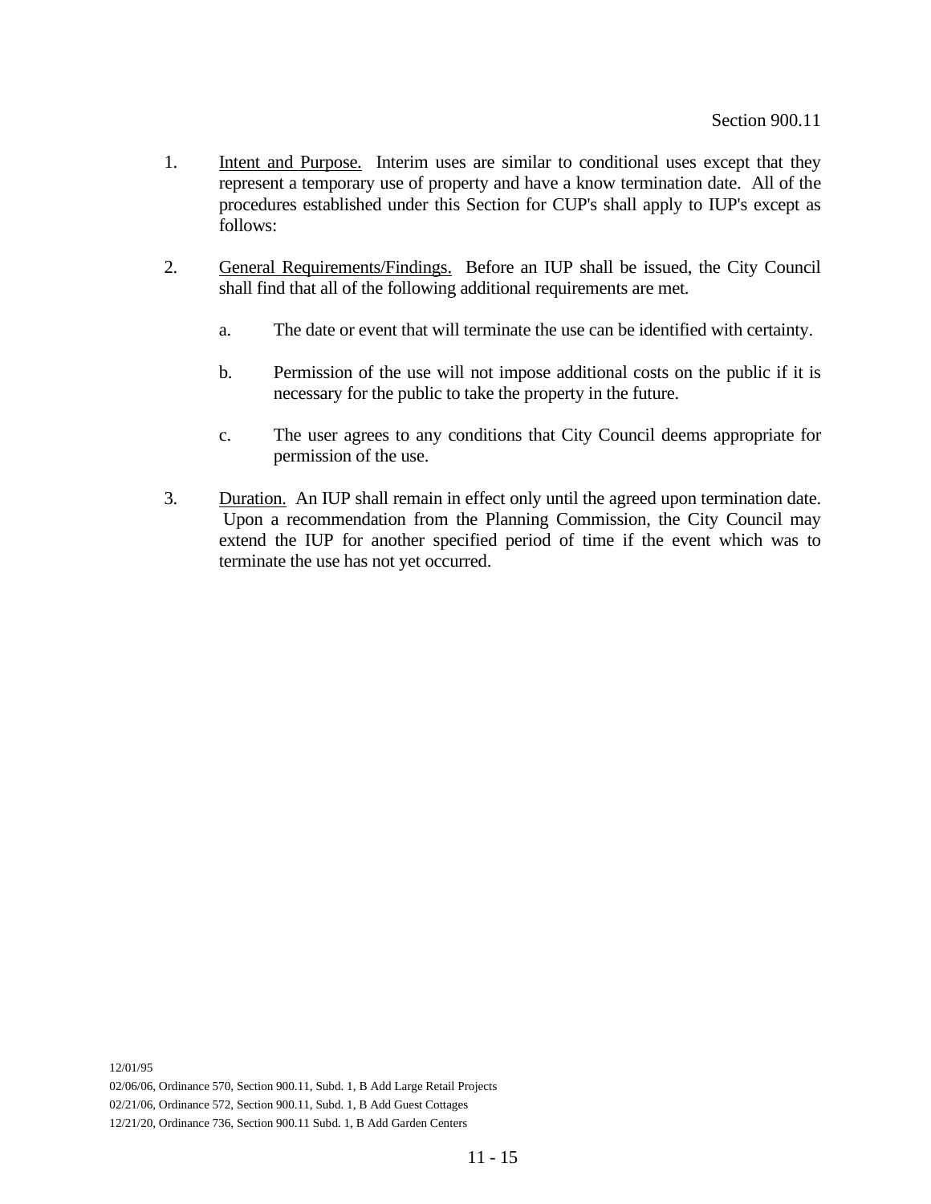1. Intent and Purpose. Interim uses are similar to conditional uses except that they represent a temporary use of property and have a know termination date. All of the procedures established under this Section for CUP's shall apply to IUP's except as follows:

2. General Requirements/Findings. Before an IUP shall be issued, the City Council shall find that all of the following additional requirements are met.

   a. The date or event that will terminate the use can be identified with certainty.

   b. Permission of the use will not impose additional costs on the public if it is necessary for the public to take the property in the future.

   c. The user agrees to any conditions that City Council deems appropriate for permission of the use.

3. Duration. An IUP shall remain in effect only until the agreed upon termination date. Upon a recommendation from the Planning Commission, the City Council may extend the IUP for another specified period of time if the event which was to terminate the use has not yet occurred.

12/01/95
02/06/06, Ordinance 570, Section 900.11, Subd. 1, B Add Large Retail Projects
02/21/06, Ordinance 572, Section 900.11, Subd. 1, B Add Guest Cottages
12/21/20, Ordinance 736, Section 900.11 Subd. 1, B Add Garden Centers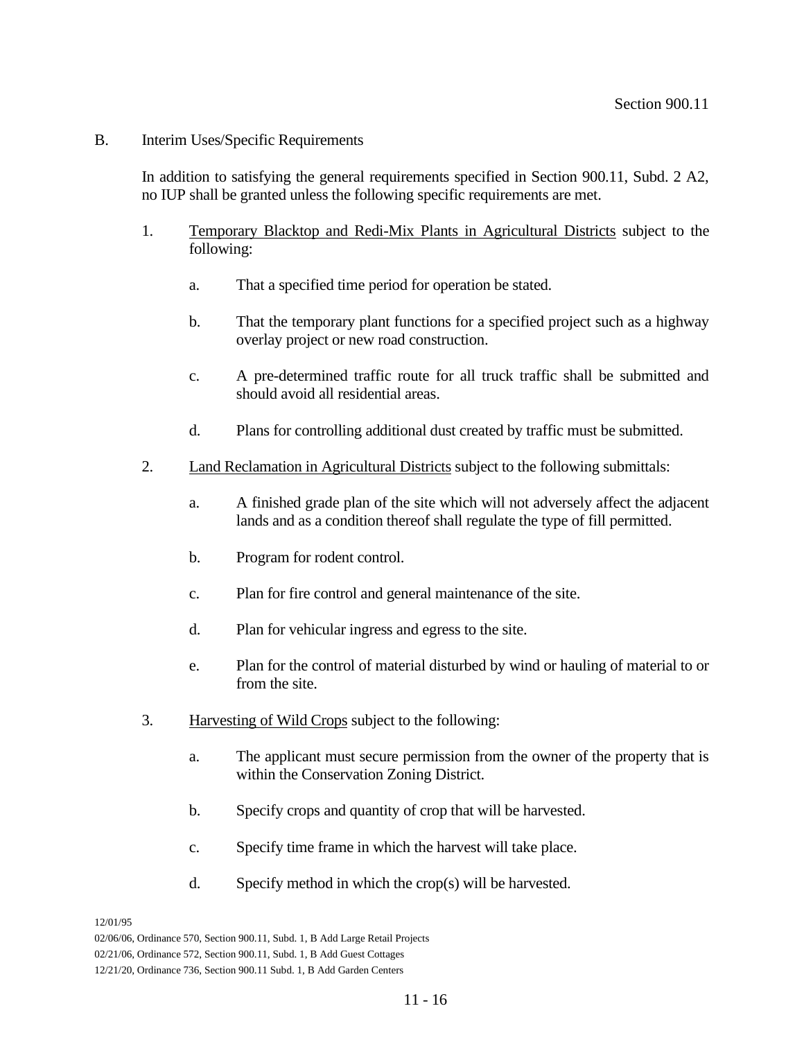B. Interim Uses/Specific Requirements

In addition to satisfying the general requirements specified in Section 900.11, Subd. 2 A2, no IUP shall be granted unless the following specific requirements are met.

1. Temporary Blacktop and Redi-Mix Plants in Agricultural Districts subject to the following:

   a. That a specified time period for operation be stated.

   b. That the temporary plant functions for a specified project such as a highway overlay project or new road construction.

   c. A pre-determined traffic route for all truck traffic shall be submitted and should avoid all residential areas.

   d. Plans for controlling additional dust created by traffic must be submitted.

2. Land Reclamation in Agricultural Districts subject to the following submittals:

   a. A finished grade plan of the site which will not adversely affect the adjacent lands and as a condition thereof shall regulate the type of fill permitted.

   b. Program for rodent control.

   c. Plan for fire control and general maintenance of the site.

   d. Plan for vehicular ingress and egress to the site.

   e. Plan for the control of material disturbed by wind or hauling of material to or from the site.

3. Harvesting of Wild Crops subject to the following:

   a. The applicant must secure permission from the owner of the property that is within the Conservation Zoning District.

   b. Specify crops and quantity of crop that will be harvested.

   c. Specify time frame in which the harvest will take place.

   d. Specify method in which the crop(s) will be harvested.

12/01/95
02/06/06, Ordinance 570, Section 900.11, Subd. 1, B Add Large Retail Projects
02/21/06, Ordinance 572, Section 900.11, Subd. 1, B Add Guest Cottages
12/21/20, Ordinance 736, Section 900.11 Subd. 1, B Add Garden Centers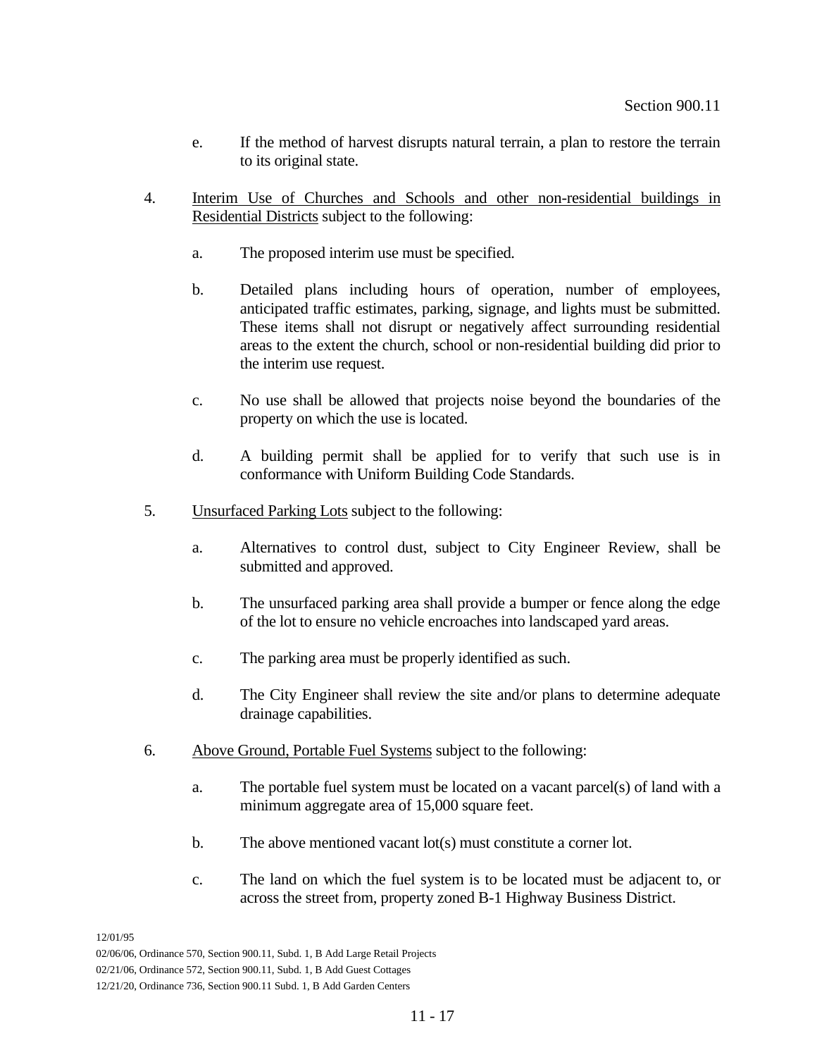e. If the method of harvest disrupts natural terrain, a plan to restore the terrain to its original state.

4. Interim Use of Churches and Schools and other non-residential buildings in Residential Districts subject to the following:

   a. The proposed interim use must be specified.

   b. Detailed plans including hours of operation, number of employees, anticipated traffic estimates, parking, signage, and lights must be submitted. These items shall not disrupt or negatively affect surrounding residential areas to the extent the church, school or non-residential building did prior to the interim use request.

   c. No use shall be allowed that projects noise beyond the boundaries of the property on which the use is located.

   d. A building permit shall be applied for to verify that such use is in conformance with Uniform Building Code Standards.

5. Unsurfaced Parking Lots subject to the following:

   a. Alternatives to control dust, subject to City Engineer Review, shall be submitted and approved.

   b. The unsurfaced parking area shall provide a bumper or fence along the edge of the lot to ensure no vehicle encroaches into landscaped yard areas.

   c. The parking area must be properly identified as such.

   d. The City Engineer shall review the site and/or plans to determine adequate drainage capabilities.

6. Above Ground, Portable Fuel Systems subject to the following:

   a. The portable fuel system must be located on a vacant parcel(s) of land with a minimum aggregate area of 15,000 square feet.

   b. The above mentioned vacant lot(s) must constitute a corner lot.

   c. The land on which the fuel system is to be located must be adjacent to, or across the street from, property zoned B-1 Highway Business District.

12/01/95
02/06/06, Ordinance 570, Section 900.11, Subd. 1, B Add Large Retail Projects
02/21/06, Ordinance 572, Section 900.11, Subd. 1, B Add Guest Cottages
12/21/20, Ordinance 736, Section 900.11 Subd. 1, B Add Garden Centers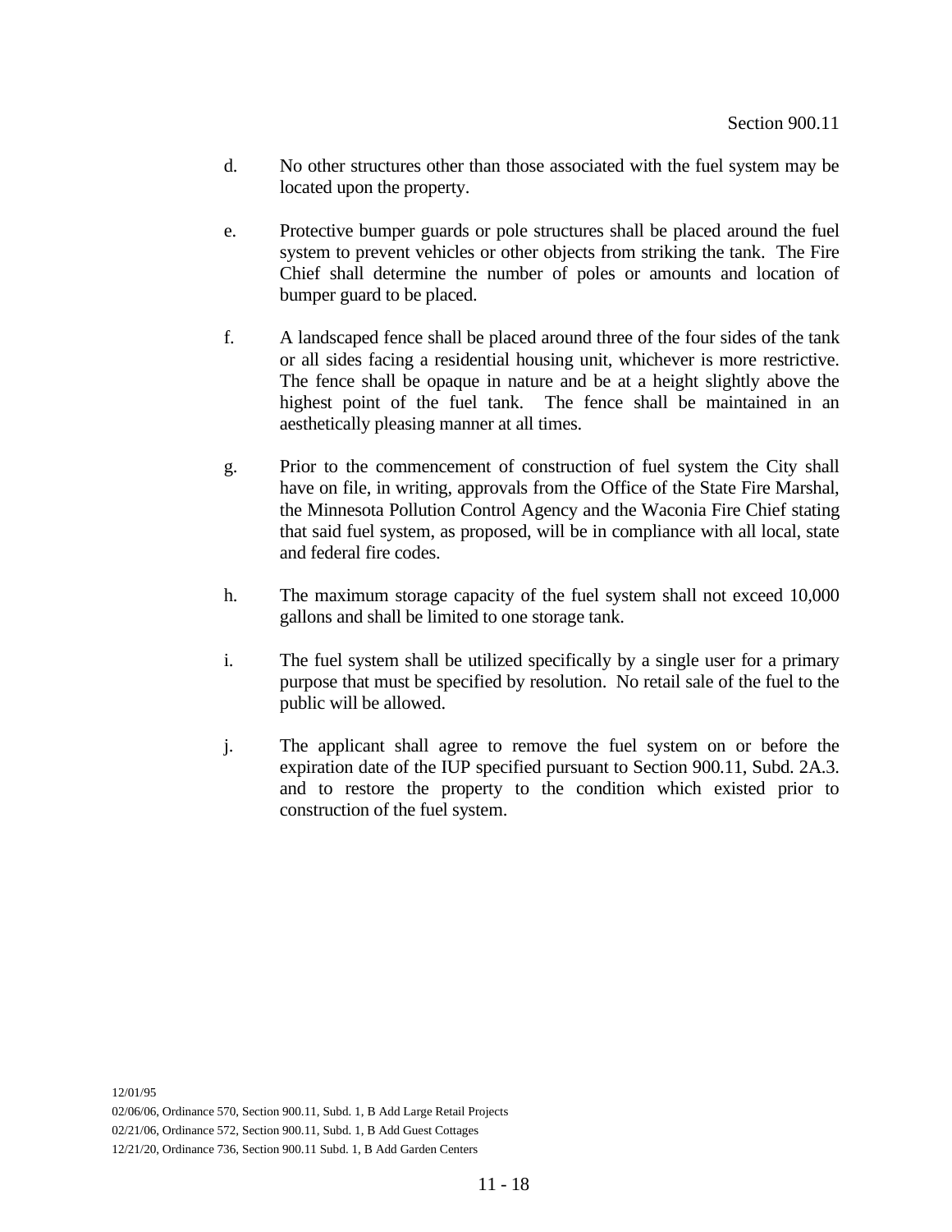d. No other structures other than those associated with the fuel system may be located upon the property.

e. Protective bumper guards or pole structures shall be placed around the fuel system to prevent vehicles or other objects from striking the tank. The Fire Chief shall determine the number of poles or amounts and location of bumper guard to be placed.

f. A landscaped fence shall be placed around three of the four sides of the tank or all sides facing a residential housing unit, whichever is more restrictive. The fence shall be opaque in nature and be at a height slightly above the highest point of the fuel tank. The fence shall be maintained in an aesthetically pleasing manner at all times.

g. Prior to the commencement of construction of fuel system the City shall have on file, in writing, approvals from the Office of the State Fire Marshal, the Minnesota Pollution Control Agency and the Waconia Fire Chief stating that said fuel system, as proposed, will be in compliance with all local, state and federal fire codes.

h. The maximum storage capacity of the fuel system shall not exceed 10,000 gallons and shall be limited to one storage tank.

i. The fuel system shall be utilized specifically by a single user for a primary purpose that must be specified by resolution. No retail sale of the fuel to the public will be allowed.

j. The applicant shall agree to remove the fuel system on or before the expiration date of the IUP specified pursuant to Section 900.11, Subd. 2A.3. and to restore the property to the condition which existed prior to construction of the fuel system.

12/01/95
02/06/06, Ordinance 570, Section 900.11, Subd. 1, B Add Large Retail Projects
02/21/06, Ordinance 572, Section 900.11, Subd. 1, B Add Guest Cottages
12/21/20, Ordinance 736, Section 900.11 Subd. 1, B Add Garden Centers